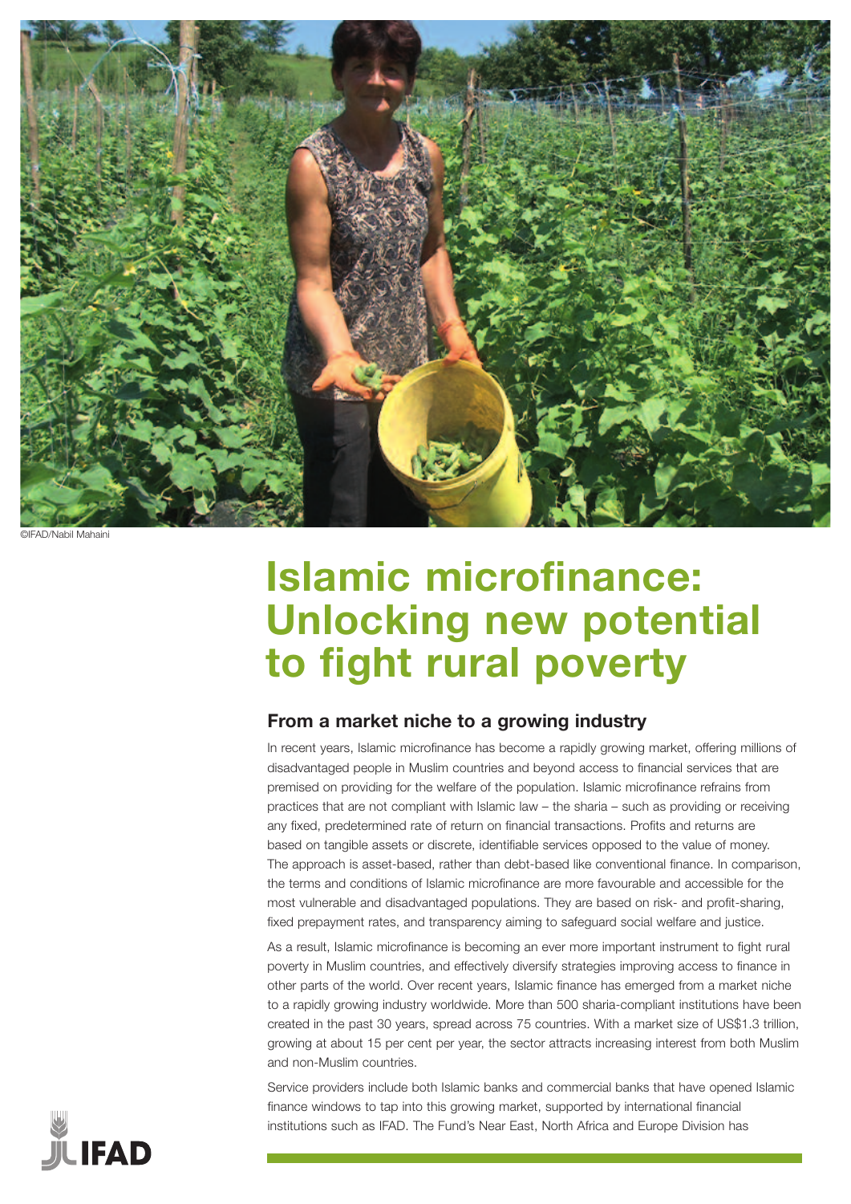©IFAD/Nabil Mahaini

# Islamic microfinance: Unlocking new potential to fight rural poverty

## From a market niche to a growing industry

In recent years, Islamic microfinance has become a rapidly growing market, offering millions of disadvantaged people in Muslim countries and beyond access to financial services that are premised on providing for the welfare of the population. Islamic microfinance refrains from practices that are not compliant with Islamic law – the sharia – such as providing or receiving any fixed, predetermined rate of return on financial transactions. Profits and returns are based on tangible assets or discrete, identifiable services opposed to the value of money. The approach is asset-based, rather than debt-based like conventional finance. In comparison, the terms and conditions of Islamic microfinance are more favourable and accessible for the most vulnerable and disadvantaged populations. They are based on risk- and profit-sharing, fixed prepayment rates, and transparency aiming to safeguard social welfare and justice.

As a result, Islamic microfinance is becoming an ever more important instrument to fight rural poverty in Muslim countries, and effectively diversify strategies improving access to finance in other parts of the world. Over recent years, Islamic finance has emerged from a market niche to a rapidly growing industry worldwide. More than 500 sharia-compliant institutions have been created in the past 30 years, spread across 75 countries. With a market size of US$1.3 trillion, growing at about 15 per cent per year, the sector attracts increasing interest from both Muslim and non-Muslim countries.

Service providers include both Islamic banks and commercial banks that have opened Islamic finance windows to tap into this growing market, supported by international financial institutions such as IFAD. The Fund's Near East, North Africa and Europe Division has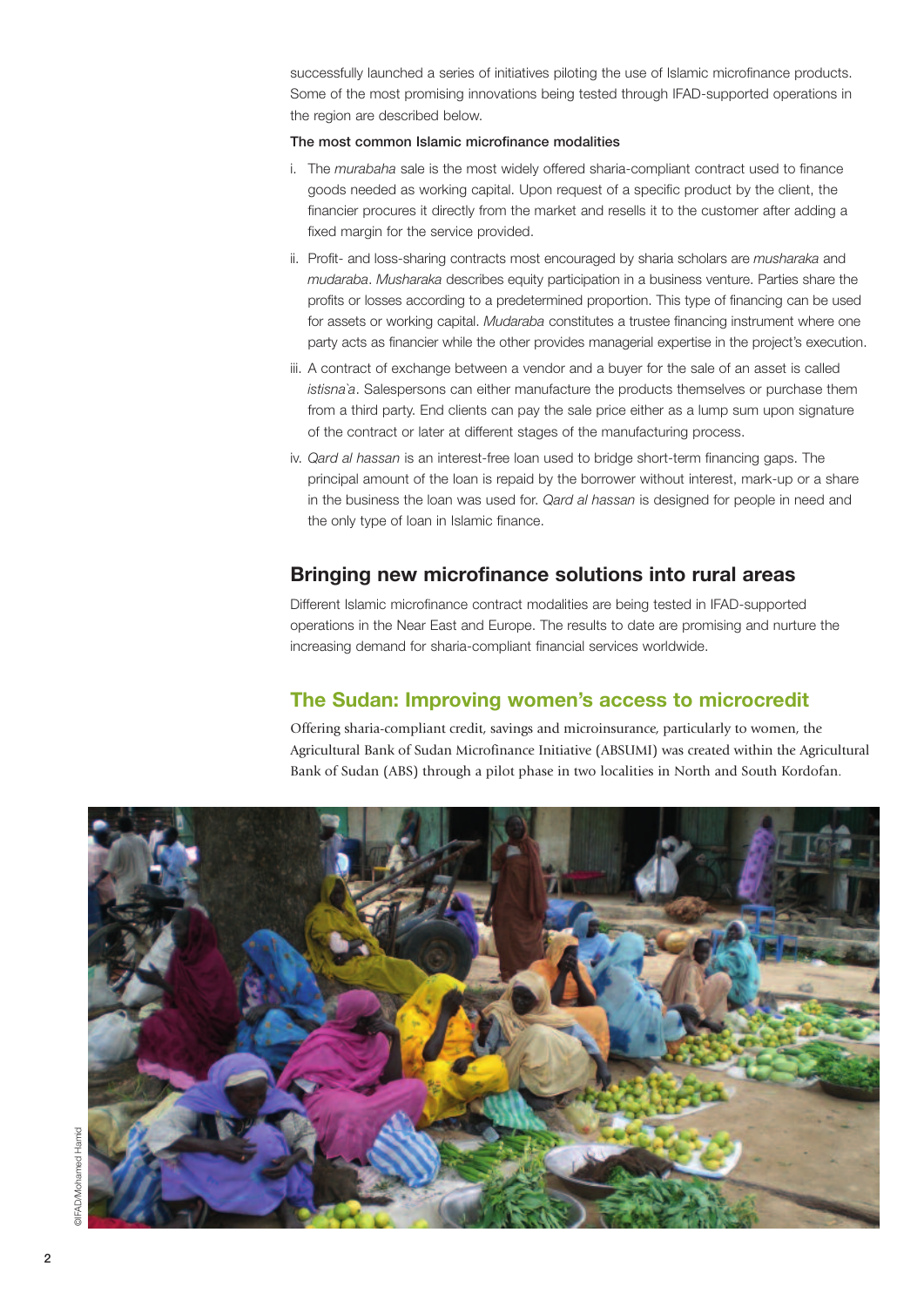successfully launched a series of initiatives piloting the use of Islamic microfinance products. Some of the most promising innovations being tested through IFAD-supported operations in the region are described below.

**The most common Islamic microfinance modalities**

i. The *murabaha* sale is the most widely offered sharia-compliant contract used to finance goods needed as working capital. Upon request of a specific product by the client, the financier procures it directly from the market and resells it to the customer after adding a fixed margin for the service provided.

ii. Profit- and loss-sharing contracts most encouraged by sharia scholars are *musharaka* and *mudaraba*. *Musharaka* describes equity participation in a business venture. Parties share the profits or losses according to a predetermined proportion. This type of financing can be used for assets or working capital. *Mudaraba* constitutes a trustee financing instrument where one party acts as financier while the other provides managerial expertise in the project's execution.

iii. A contract of exchange between a vendor and a buyer for the sale of an asset is called *istisna`a*. Salespersons can either manufacture the products themselves or purchase them from a third party. End clients can pay the sale price either as a lump sum upon signature of the contract or later at different stages of the manufacturing process.

iv. *Qard al hassan* is an interest-free loan used to bridge short-term financing gaps. The principal amount of the loan is repaid by the borrower without interest, mark-up or a share in the business the loan was used for. *Qard al hassan* is designed for people in need and the only type of loan in Islamic finance.

## Bringing new microfinance solutions into rural areas

Different Islamic microfinance contract modalities are being tested in IFAD-supported operations in the Near East and Europe. The results to date are promising and nurture the increasing demand for sharia-compliant financial services worldwide.

## The Sudan: Improving women's access to microcredit

Offering sharia-compliant credit, savings and microinsurance, particularly to women, the Agricultural Bank of Sudan Microfinance Initiative (ABSUMI) was created within the Agricultural Bank of Sudan (ABS) through a pilot phase in two localities in North and South Kordofan.

©IFAD/Mohamed Hamid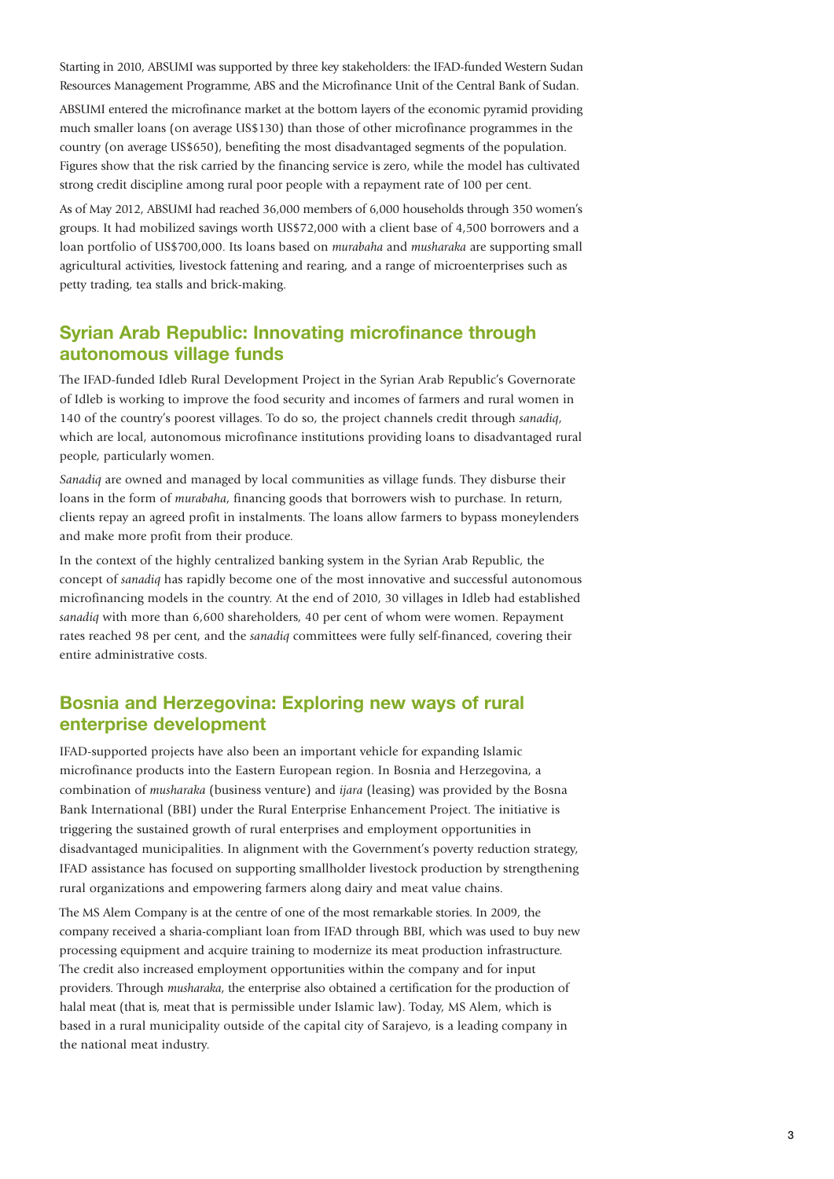Starting in 2010, ABSUMI was supported by three key stakeholders: the IFAD-funded Western Sudan Resources Management Programme, ABS and the Microfinance Unit of the Central Bank of Sudan.

ABSUMI entered the microfinance market at the bottom layers of the economic pyramid providing much smaller loans (on average US$130) than those of other microfinance programmes in the country (on average US$650), benefiting the most disadvantaged segments of the population. Figures show that the risk carried by the financing service is zero, while the model has cultivated strong credit discipline among rural poor people with a repayment rate of 100 per cent.

As of May 2012, ABSUMI had reached 36,000 members of 6,000 households through 350 women's groups. It had mobilized savings worth US$72,000 with a client base of 4,500 borrowers and a loan portfolio of US$700,000. Its loans based on *murabaha* and *musharaka* are supporting small agricultural activities, livestock fattening and rearing, and a range of microenterprises such as petty trading, tea stalls and brick-making.

## Syrian Arab Republic: Innovating microfinance through autonomous village funds

The IFAD-funded Idleb Rural Development Project in the Syrian Arab Republic's Governorate of Idleb is working to improve the food security and incomes of farmers and rural women in 140 of the country's poorest villages. To do so, the project channels credit through *sanadiq*, which are local, autonomous microfinance institutions providing loans to disadvantaged rural people, particularly women.

*Sanadiq* are owned and managed by local communities as village funds. They disburse their loans in the form of *murabaha*, financing goods that borrowers wish to purchase. In return, clients repay an agreed profit in instalments. The loans allow farmers to bypass moneylenders and make more profit from their produce.

In the context of the highly centralized banking system in the Syrian Arab Republic, the concept of *sanadiq* has rapidly become one of the most innovative and successful autonomous microfinancing models in the country. At the end of 2010, 30 villages in Idleb had established *sanadiq* with more than 6,600 shareholders, 40 per cent of whom were women. Repayment rates reached 98 per cent, and the *sanadiq* committees were fully self-financed, covering their entire administrative costs.

## Bosnia and Herzegovina: Exploring new ways of rural enterprise development

IFAD-supported projects have also been an important vehicle for expanding Islamic microfinance products into the Eastern European region. In Bosnia and Herzegovina, a combination of *musharaka* (business venture) and *ijara* (leasing) was provided by the Bosna Bank International (BBI) under the Rural Enterprise Enhancement Project. The initiative is triggering the sustained growth of rural enterprises and employment opportunities in disadvantaged municipalities. In alignment with the Government's poverty reduction strategy, IFAD assistance has focused on supporting smallholder livestock production by strengthening rural organizations and empowering farmers along dairy and meat value chains.

The MS Alem Company is at the centre of one of the most remarkable stories. In 2009, the company received a sharia-compliant loan from IFAD through BBI, which was used to buy new processing equipment and acquire training to modernize its meat production infrastructure. The credit also increased employment opportunities within the company and for input providers. Through *musharaka*, the enterprise also obtained a certification for the production of halal meat (that is, meat that is permissible under Islamic law). Today, MS Alem, which is based in a rural municipality outside of the capital city of Sarajevo, is a leading company in the national meat industry.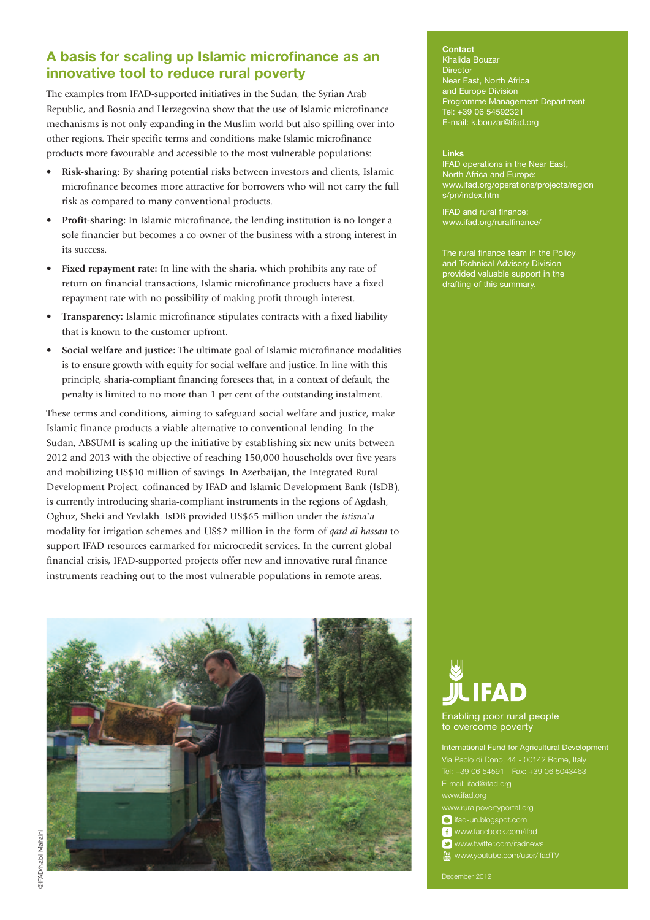## A basis for scaling up Islamic microfinance as an innovative tool to reduce rural poverty

The examples from IFAD-supported initiatives in the Sudan, the Syrian Arab Republic, and Bosnia and Herzegovina show that the use of Islamic microfinance mechanisms is not only expanding in the Muslim world but also spilling over into other regions. Their specific terms and conditions make Islamic microfinance products more favourable and accessible to the most vulnerable populations:

- **Risk-sharing:** By sharing potential risks between investors and clients, Islamic microfinance becomes more attractive for borrowers who will not carry the full risk as compared to many conventional products.
- **Profit-sharing:** In Islamic microfinance, the lending institution is no longer a sole financier but becomes a co-owner of the business with a strong interest in its success.
- **Fixed repayment rate:** In line with the sharia, which prohibits any rate of return on financial transactions, Islamic microfinance products have a fixed repayment rate with no possibility of making profit through interest.
- **Transparency:** Islamic microfinance stipulates contracts with a fixed liability that is known to the customer upfront.
- **Social welfare and justice:** The ultimate goal of Islamic microfinance modalities is to ensure growth with equity for social welfare and justice. In line with this principle, sharia-compliant financing foresees that, in a context of default, the penalty is limited to no more than 1 per cent of the outstanding instalment.

These terms and conditions, aiming to safeguard social welfare and justice, make Islamic finance products a viable alternative to conventional lending. In the Sudan, ABSUMI is scaling up the initiative by establishing six new units between 2012 and 2013 with the objective of reaching 150,000 households over five years and mobilizing US$10 million of savings. In Azerbaijan, the Integrated Rural Development Project, cofinanced by IFAD and Islamic Development Bank (IsDB), is currently introducing sharia-compliant instruments in the regions of Agdash, Oghuz, Sheki and Yevlakh. IsDB provided US$65 million under the *istisna`a* modality for irrigation schemes and US$2 million in the form of *qard al hassan* to support IFAD resources earmarked for microcredit services. In the current global financial crisis, IFAD-supported projects offer new and innovative rural finance instruments reaching out to the most vulnerable populations in remote areas.

©IFAD/Nabil Mahaini

**Contact**
Khalida Bouzar
Director
Near East, North Africa and Europe Division
Programme Management Department
Tel: +39 06 54592321
E-mail: k.bouzar@ifad.org

**Links**
IFAD operations in the Near East, North Africa and Europe:
www.ifad.org/operations/projects/regions/pn/index.htm

IFAD and rural finance:
www.ifad.org/ruralfinance/

The rural finance team in the Policy and Technical Advisory Division provided valuable support in the drafting of this summary.

IFAD

Enabling poor rural people to overcome poverty

International Fund for Agricultural Development
Via Paolo di Dono, 44 - 00142 Rome, Italy
Tel: +39 06 54591 - Fax: +39 06 5043463
E-mail: ifad@ifad.org
www.ifad.org
www.ruralpovertyportal.org
ifad-un.blogspot.com
www.facebook.com/ifad
www.twitter.com/ifadnews
www.youtube.com/user/ifadTV

December 2012